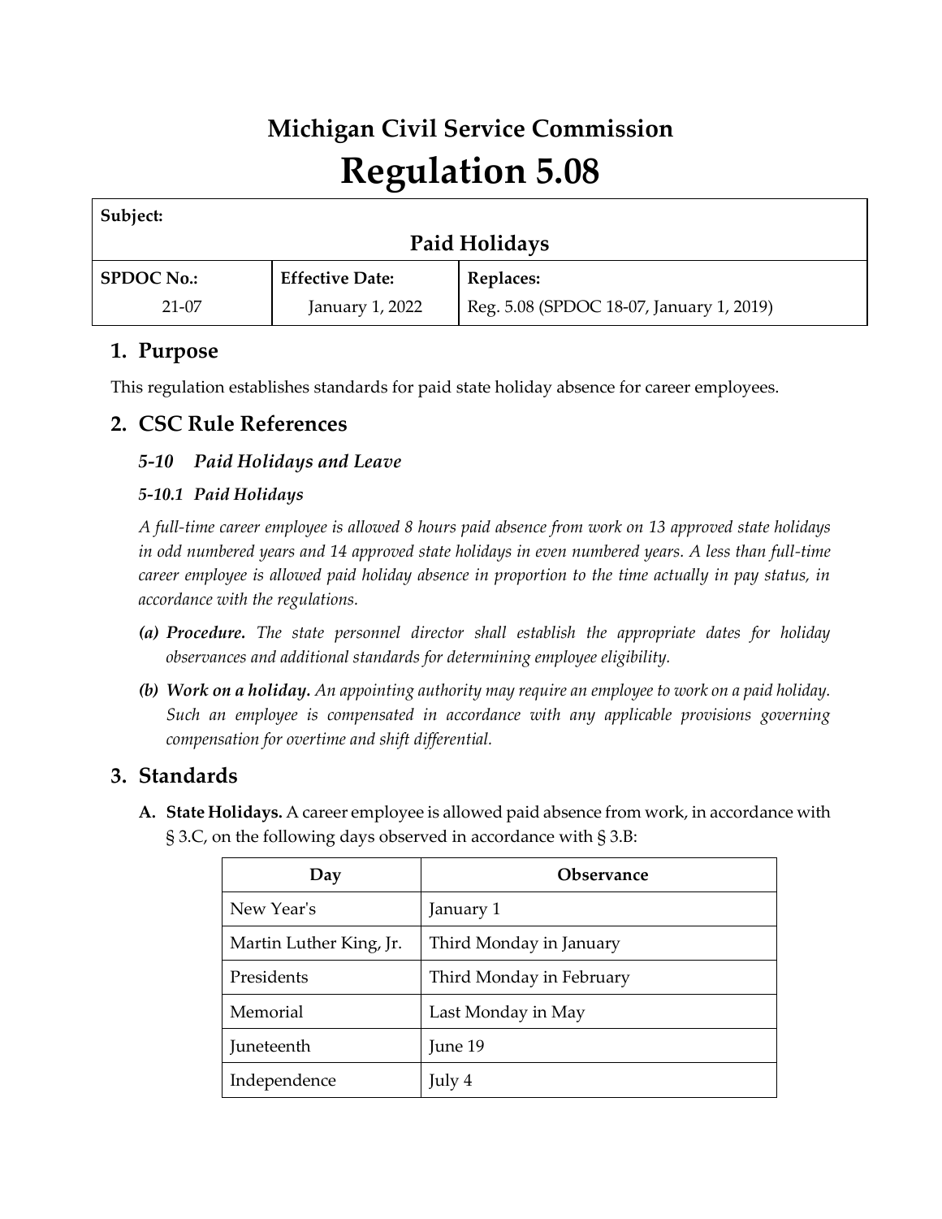# Michigan Civil Service Commission

# Regulation 5.08

| Subject: | | |
|---|---|---|
| **Paid Holidays** | | |
| **SPDOC No.:** | **Effective Date:** | **Replaces:** |
| 21-07 | January 1, 2022 | Reg. 5.08 (SPDOC 18-07, January 1, 2019) |

## 1. Purpose

This regulation establishes standards for paid state holiday absence for career employees.

## 2. CSC Rule References

### *5-10 Paid Holidays and Leave*

#### *5-10.1 Paid Holidays*

*A full-time career employee is allowed 8 hours paid absence from work on 13 approved state holidays in odd numbered years and 14 approved state holidays in even numbered years. A less than full-time career employee is allowed paid holiday absence in proportion to the time actually in pay status, in accordance with the regulations.*

*(a)* ***Procedure.*** *The state personnel director shall establish the appropriate dates for holiday observances and additional standards for determining employee eligibility.*

*(b)* ***Work on a holiday.*** *An appointing authority may require an employee to work on a paid holiday. Such an employee is compensated in accordance with any applicable provisions governing compensation for overtime and shift differential.*

## 3. Standards

**A. State Holidays.** A career employee is allowed paid absence from work, in accordance with § 3.C, on the following days observed in accordance with § 3.B:

| Day | Observance |
|---|---|
| New Year's | January 1 |
| Martin Luther King, Jr. | Third Monday in January |
| Presidents | Third Monday in February |
| Memorial | Last Monday in May |
| Juneteenth | June 19 |
| Independence | July 4 |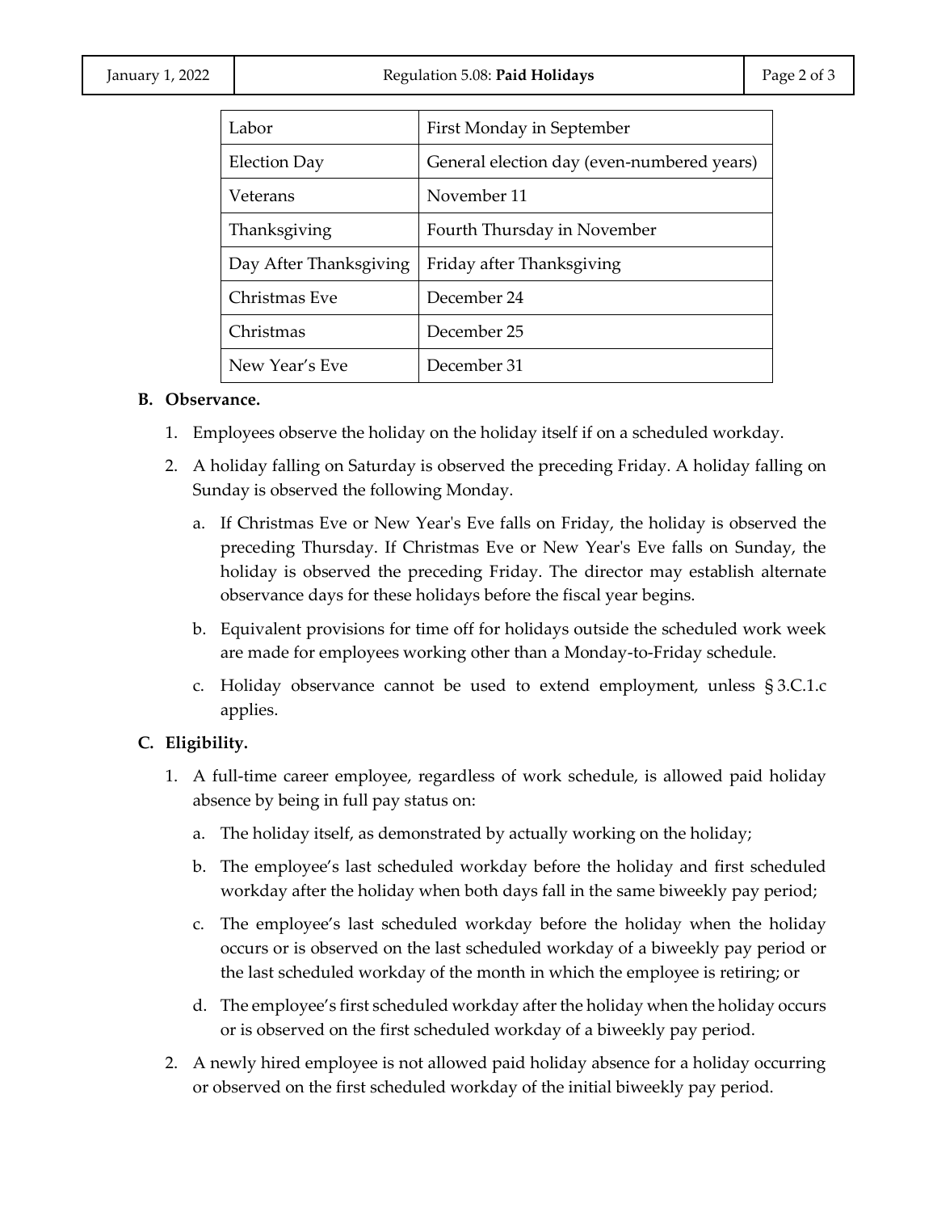| Labor | First Monday in September |
|---|---|
| Election Day | General election day (even-numbered years) |
| Veterans | November 11 |
| Thanksgiving | Fourth Thursday in November |
| Day After Thanksgiving | Friday after Thanksgiving |
| Christmas Eve | December 24 |
| Christmas | December 25 |
| New Year's Eve | December 31 |

**B. Observance.**

1. Employees observe the holiday on the holiday itself if on a scheduled workday.
2. A holiday falling on Saturday is observed the preceding Friday. A holiday falling on Sunday is observed the following Monday.
   a. If Christmas Eve or New Year's Eve falls on Friday, the holiday is observed the preceding Thursday. If Christmas Eve or New Year's Eve falls on Sunday, the holiday is observed the preceding Friday. The director may establish alternate observance days for these holidays before the fiscal year begins.
   b. Equivalent provisions for time off for holidays outside the scheduled work week are made for employees working other than a Monday-to-Friday schedule.
   c. Holiday observance cannot be used to extend employment, unless § 3.C.1.c applies.

**C. Eligibility.**

1. A full-time career employee, regardless of work schedule, is allowed paid holiday absence by being in full pay status on:
   a. The holiday itself, as demonstrated by actually working on the holiday;
   b. The employee's last scheduled workday before the holiday and first scheduled workday after the holiday when both days fall in the same biweekly pay period;
   c. The employee's last scheduled workday before the holiday when the holiday occurs or is observed on the last scheduled workday of a biweekly pay period or the last scheduled workday of the month in which the employee is retiring; or
   d. The employee's first scheduled workday after the holiday when the holiday occurs or is observed on the first scheduled workday of a biweekly pay period.
2. A newly hired employee is not allowed paid holiday absence for a holiday occurring or observed on the first scheduled workday of the initial biweekly pay period.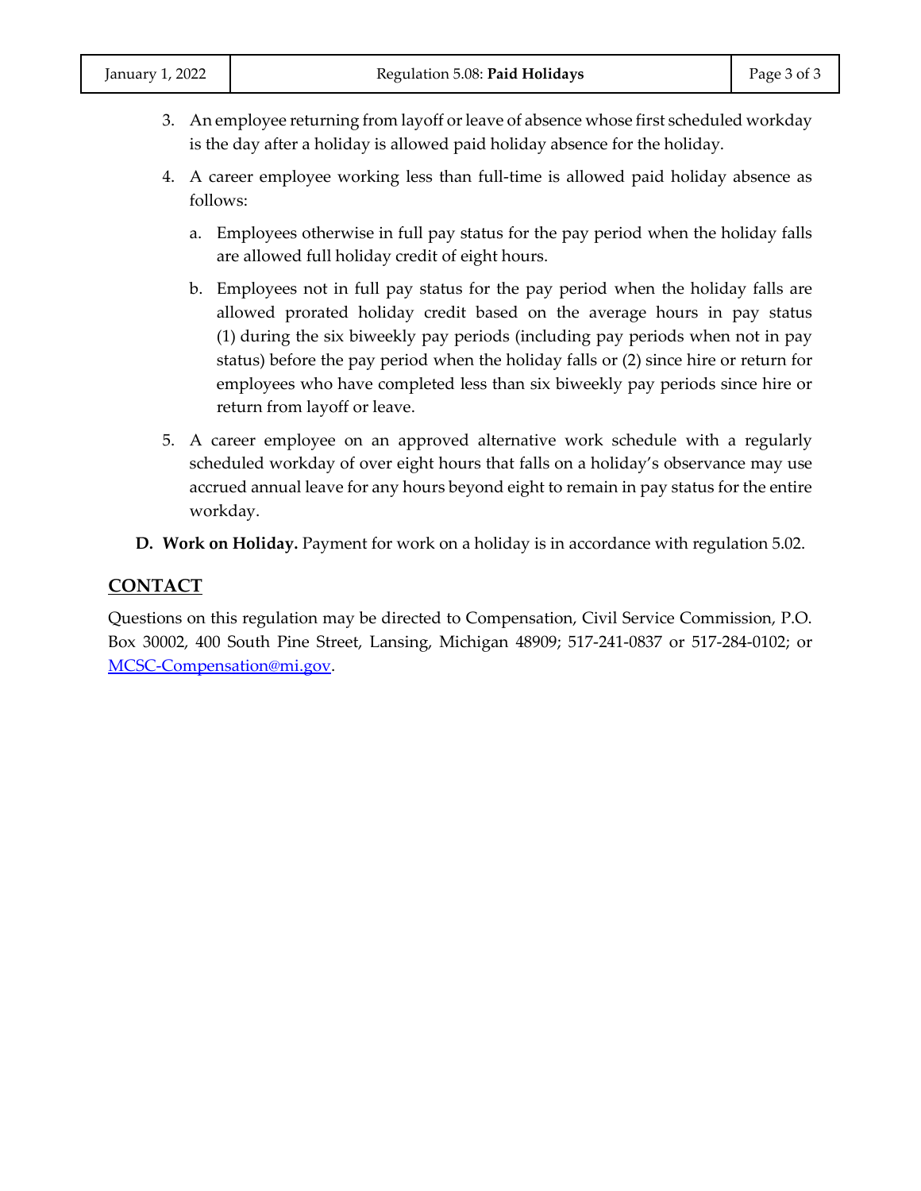3. An employee returning from layoff or leave of absence whose first scheduled workday is the day after a holiday is allowed paid holiday absence for the holiday.

4. A career employee working less than full-time is allowed paid holiday absence as follows:

   a. Employees otherwise in full pay status for the pay period when the holiday falls are allowed full holiday credit of eight hours.

   b. Employees not in full pay status for the pay period when the holiday falls are allowed prorated holiday credit based on the average hours in pay status (1) during the six biweekly pay periods (including pay periods when not in pay status) before the pay period when the holiday falls or (2) since hire or return for employees who have completed less than six biweekly pay periods since hire or return from layoff or leave.

5. A career employee on an approved alternative work schedule with a regularly scheduled workday of over eight hours that falls on a holiday's observance may use accrued annual leave for any hours beyond eight to remain in pay status for the entire workday.

**D. Work on Holiday.** Payment for work on a holiday is in accordance with regulation 5.02.

## CONTACT

Questions on this regulation may be directed to Compensation, Civil Service Commission, P.O. Box 30002, 400 South Pine Street, Lansing, Michigan 48909; 517-241-0837 or 517-284-0102; or MCSC-Compensation@mi.gov.